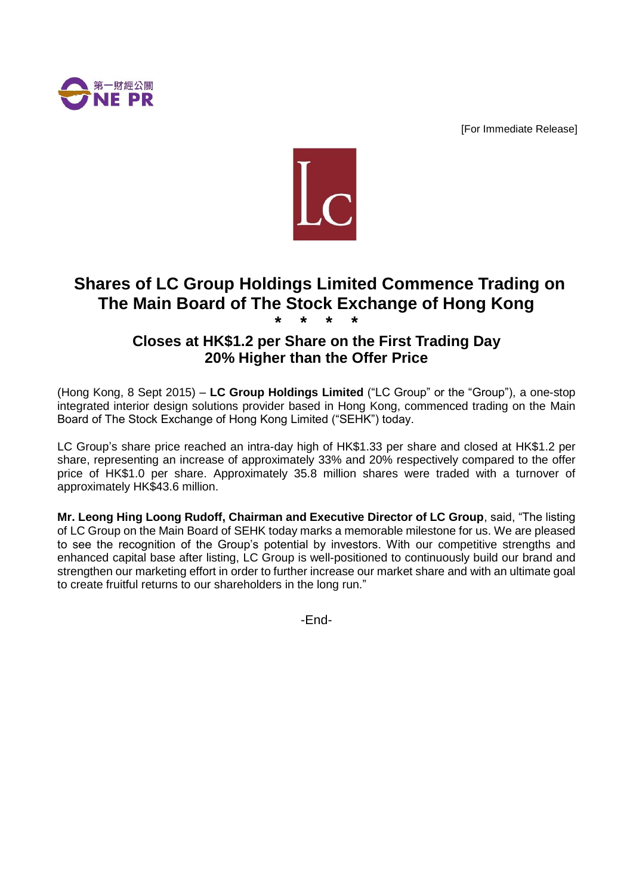[For Immediate Release]

# Shares of LC Group Holdings Limited Commence Trading on The Main Board of The Stock Exchange of Hong Kong

\* \* \* \*

## Closes at HK$1.2 per Share on the First Trading Day 20% Higher than the Offer Price

(Hong Kong, 8 Sept 2015) – **LC Group Holdings Limited** ("LC Group" or the "Group"), a one-stop integrated interior design solutions provider based in Hong Kong, commenced trading on the Main Board of The Stock Exchange of Hong Kong Limited ("SEHK") today.

LC Group's share price reached an intra-day high of HK$1.33 per share and closed at HK$1.2 per share, representing an increase of approximately 33% and 20% respectively compared to the offer price of HK$1.0 per share. Approximately 35.8 million shares were traded with a turnover of approximately HK$43.6 million.

**Mr. Leong Hing Loong Rudoff, Chairman and Executive Director of LC Group**, said, "The listing of LC Group on the Main Board of SEHK today marks a memorable milestone for us. We are pleased to see the recognition of the Group's potential by investors. With our competitive strengths and enhanced capital base after listing, LC Group is well-positioned to continuously build our brand and strengthen our marketing effort in order to further increase our market share and with an ultimate goal to create fruitful returns to our shareholders in the long run."

-End-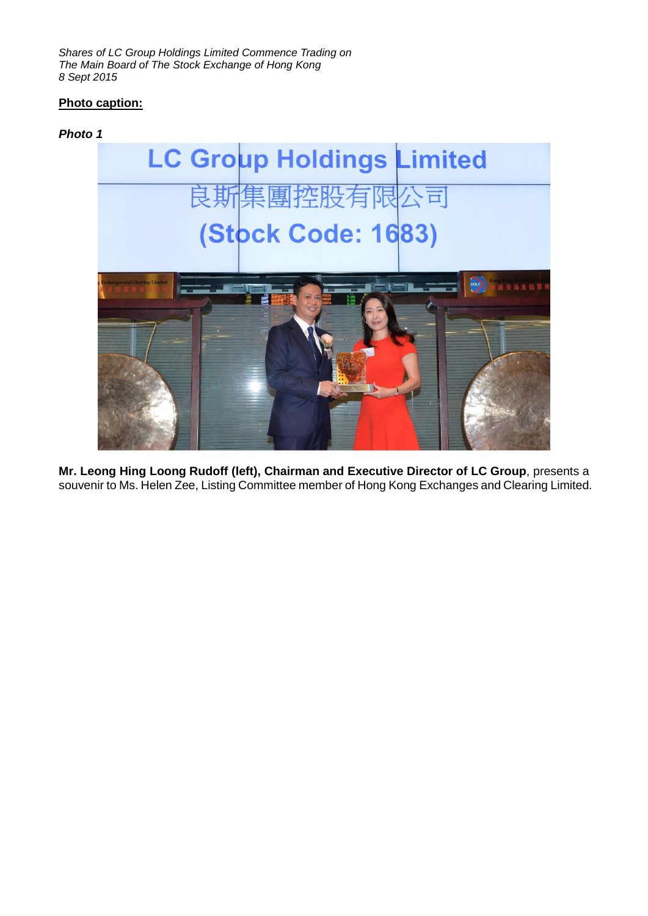*Shares of LC Group Holdings Limited Commence Trading on*
*The Main Board of The Stock Exchange of Hong Kong*
*8 Sept 2015*

**<u>Photo caption:</u>**

***Photo 1***

**Mr. Leong Hing Loong Rudoff (left), Chairman and Executive Director of LC Group**, presents a souvenir to Ms. Helen Zee, Listing Committee member of Hong Kong Exchanges and Clearing Limited.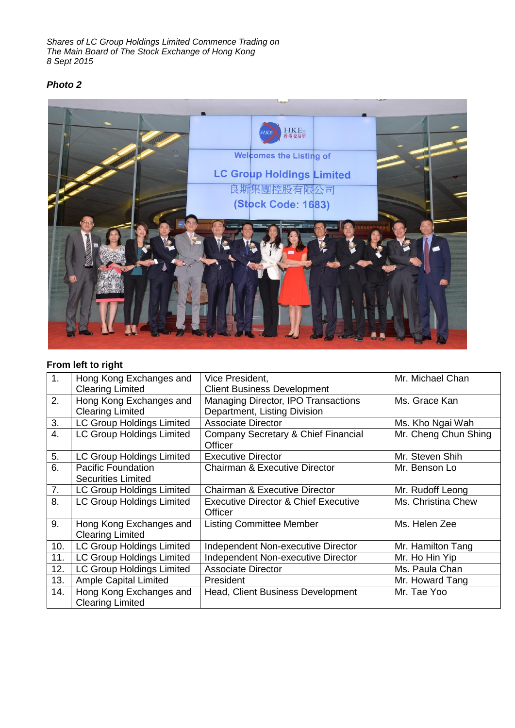*Shares of LC Group Holdings Limited Commence Trading on*
*The Main Board of The Stock Exchange of Hong Kong*
*8 Sept 2015*

***Photo 2***

**From left to right**

| | | | |
|---|---|---|---|
| 1. | Hong Kong Exchanges and Clearing Limited | Vice President, Client Business Development | Mr. Michael Chan |
| 2. | Hong Kong Exchanges and Clearing Limited | Managing Director, IPO Transactions Department, Listing Division | Ms. Grace Kan |
| 3. | LC Group Holdings Limited | Associate Director | Ms. Kho Ngai Wah |
| 4. | LC Group Holdings Limited | Company Secretary & Chief Financial Officer | Mr. Cheng Chun Shing |
| 5. | LC Group Holdings Limited | Executive Director | Mr. Steven Shih |
| 6. | Pacific Foundation Securities Limited | Chairman & Executive Director | Mr. Benson Lo |
| 7. | LC Group Holdings Limited | Chairman & Executive Director | Mr. Rudoff Leong |
| 8. | LC Group Holdings Limited | Executive Director & Chief Executive Officer | Ms. Christina Chew |
| 9. | Hong Kong Exchanges and Clearing Limited | Listing Committee Member | Ms. Helen Zee |
| 10. | LC Group Holdings Limited | Independent Non-executive Director | Mr. Hamilton Tang |
| 11. | LC Group Holdings Limited | Independent Non-executive Director | Mr. Ho Hin Yip |
| 12. | LC Group Holdings Limited | Associate Director | Ms. Paula Chan |
| 13. | Ample Capital Limited | President | Mr. Howard Tang |
| 14. | Hong Kong Exchanges and Clearing Limited | Head, Client Business Development | Mr. Tae Yoo |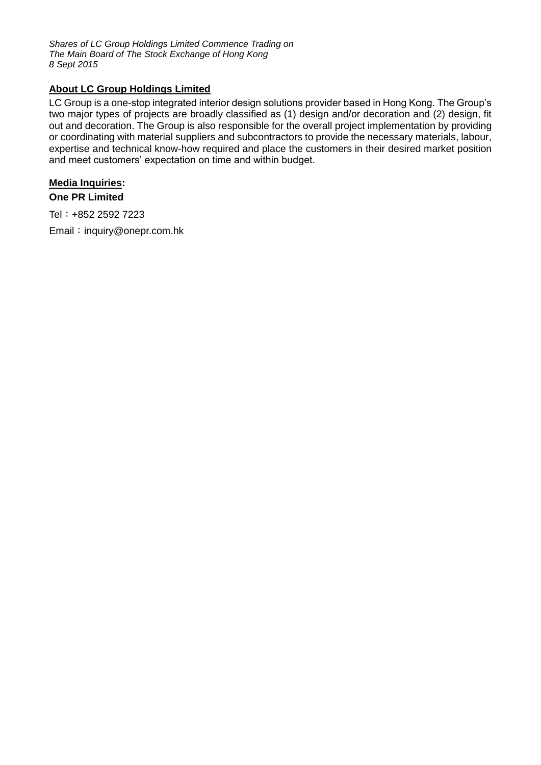**About LC Group Holdings Limited**

LC Group is a one-stop integrated interior design solutions provider based in Hong Kong. The Group's two major types of projects are broadly classified as (1) design and/or decoration and (2) design, fit out and decoration. The Group is also responsible for the overall project implementation by providing or coordinating with material suppliers and subcontractors to provide the necessary materials, labour, expertise and technical know-how required and place the customers in their desired market position and meet customers' expectation on time and within budget.

**Media Inquiries:**

**One PR Limited**

Tel：+852 2592 7223

Email：inquiry@onepr.com.hk